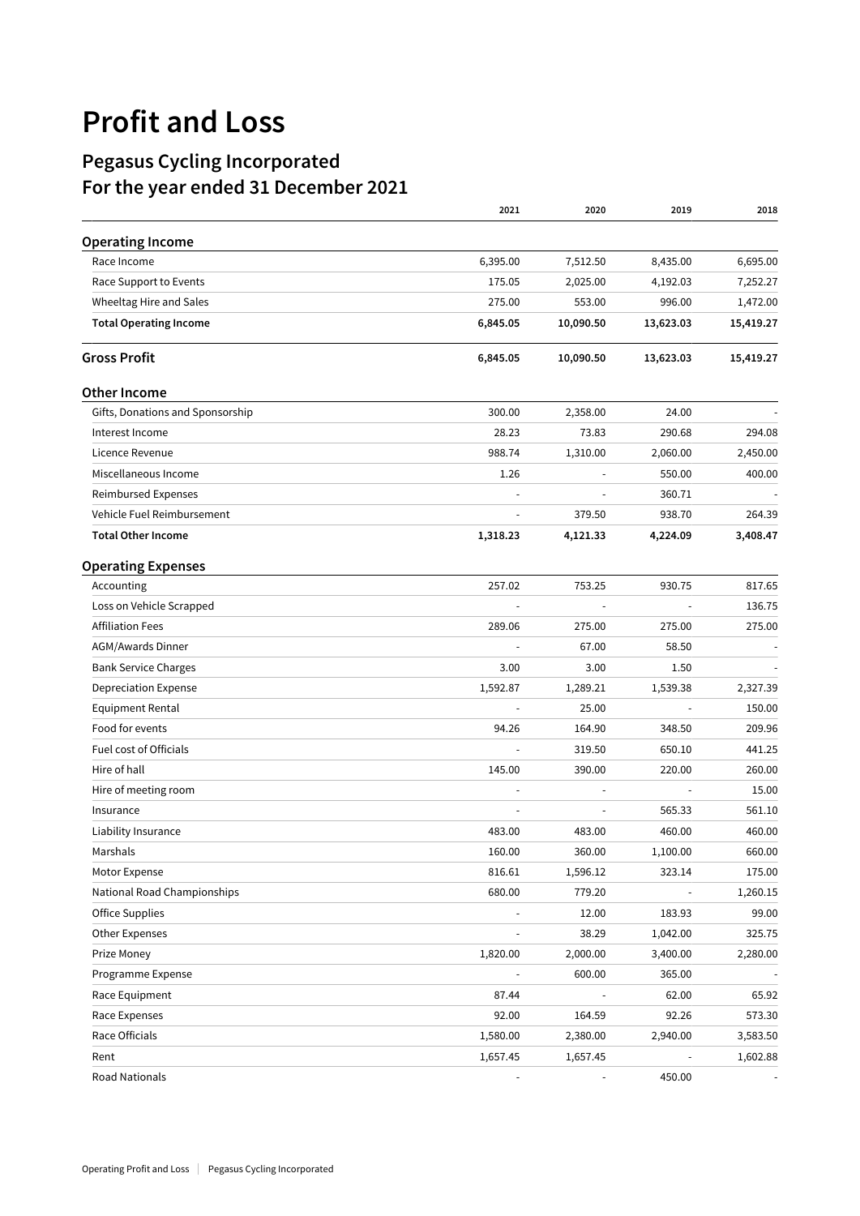# Profit and Loss

## Pegasus Cycling Incorporated
## For the year ended 31 December 2021

| | 2021 | 2020 | 2019 | 2018 |
|---|---|---|---|---|
| **Operating Income** | | | | |
| Race Income | 6,395.00 | 7,512.50 | 8,435.00 | 6,695.00 |
| Race Support to Events | 175.05 | 2,025.00 | 4,192.03 | 7,252.27 |
| Wheeltag Hire and Sales | 275.00 | 553.00 | 996.00 | 1,472.00 |
| **Total Operating Income** | **6,845.05** | **10,090.50** | **13,623.03** | **15,419.27** |
| **Gross Profit** | **6,845.05** | **10,090.50** | **13,623.03** | **15,419.27** |
| **Other Income** | | | | |
| Gifts, Donations and Sponsorship | 300.00 | 2,358.00 | 24.00 | - |
| Interest Income | 28.23 | 73.83 | 290.68 | 294.08 |
| Licence Revenue | 988.74 | 1,310.00 | 2,060.00 | 2,450.00 |
| Miscellaneous Income | 1.26 | - | 550.00 | 400.00 |
| Reimbursed Expenses | - | - | 360.71 | - |
| Vehicle Fuel Reimbursement | - | 379.50 | 938.70 | 264.39 |
| **Total Other Income** | **1,318.23** | **4,121.33** | **4,224.09** | **3,408.47** |
| **Operating Expenses** | | | | |
| Accounting | 257.02 | 753.25 | 930.75 | 817.65 |
| Loss on Vehicle Scrapped | - | - | - | 136.75 |
| Affiliation Fees | 289.06 | 275.00 | 275.00 | 275.00 |
| AGM/Awards Dinner | - | 67.00 | 58.50 | - |
| Bank Service Charges | 3.00 | 3.00 | 1.50 | - |
| Depreciation Expense | 1,592.87 | 1,289.21 | 1,539.38 | 2,327.39 |
| Equipment Rental | - | 25.00 | - | 150.00 |
| Food for events | 94.26 | 164.90 | 348.50 | 209.96 |
| Fuel cost of Officials | - | 319.50 | 650.10 | 441.25 |
| Hire of hall | 145.00 | 390.00 | 220.00 | 260.00 |
| Hire of meeting room | - | - | - | 15.00 |
| Insurance | - | - | 565.33 | 561.10 |
| Liability Insurance | 483.00 | 483.00 | 460.00 | 460.00 |
| Marshals | 160.00 | 360.00 | 1,100.00 | 660.00 |
| Motor Expense | 816.61 | 1,596.12 | 323.14 | 175.00 |
| National Road Championships | 680.00 | 779.20 | - | 1,260.15 |
| Office Supplies | - | 12.00 | 183.93 | 99.00 |
| Other Expenses | - | 38.29 | 1,042.00 | 325.75 |
| Prize Money | 1,820.00 | 2,000.00 | 3,400.00 | 2,280.00 |
| Programme Expense | - | 600.00 | 365.00 | - |
| Race Equipment | 87.44 | - | 62.00 | 65.92 |
| Race Expenses | 92.00 | 164.59 | 92.26 | 573.30 |
| Race Officials | 1,580.00 | 2,380.00 | 2,940.00 | 3,583.50 |
| Rent | 1,657.45 | 1,657.45 | - | 1,602.88 |
| Road Nationals | - | - | 450.00 | - |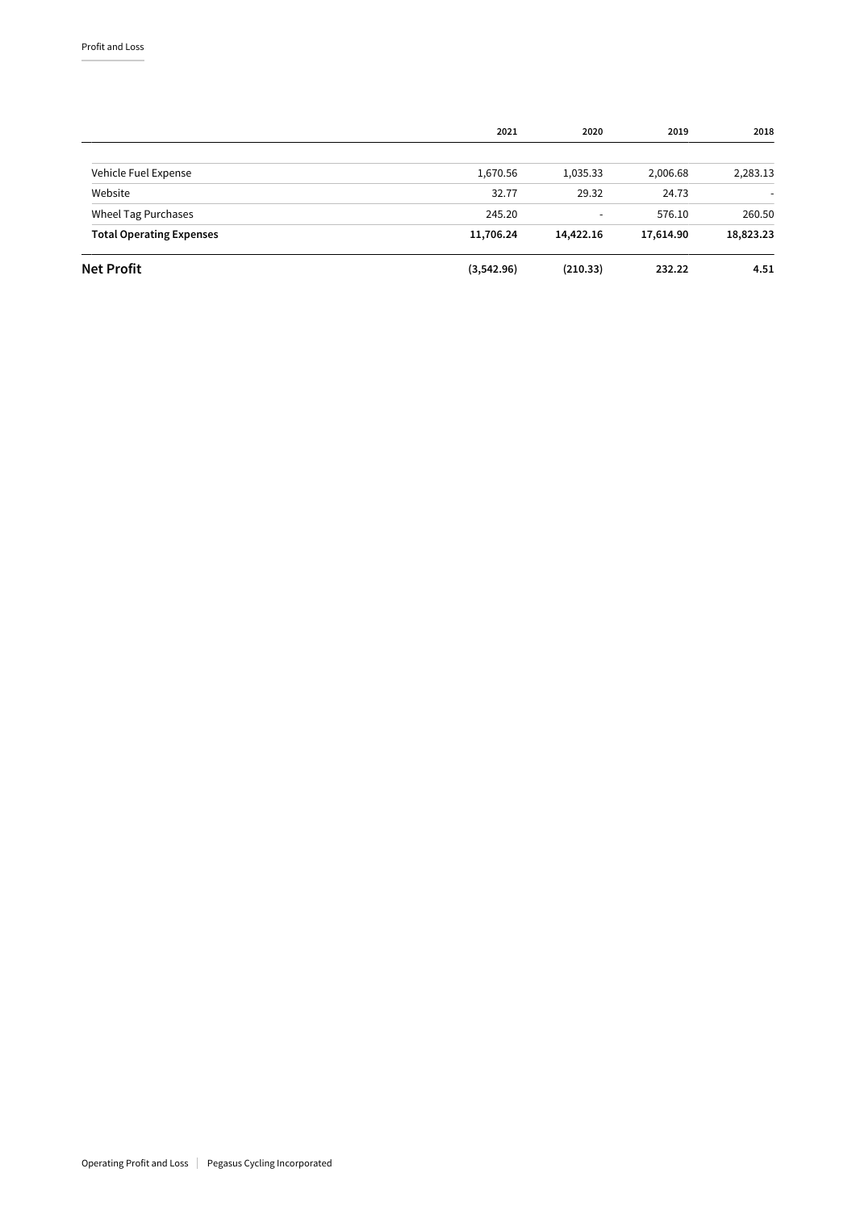| | 2021 | 2020 | 2019 | 2018 |
|---|---|---|---|---|
| Vehicle Fuel Expense | 1,670.56 | 1,035.33 | 2,006.68 | 2,283.13 |
| Website | 32.77 | 29.32 | 24.73 | - |
| Wheel Tag Purchases | 245.20 | - | 576.10 | 260.50 |
| **Total Operating Expenses** | **11,706.24** | **14,422.16** | **17,614.90** | **18,823.23** |
| **Net Profit** | **(3,542.96)** | **(210.33)** | **232.22** | **4.51** |